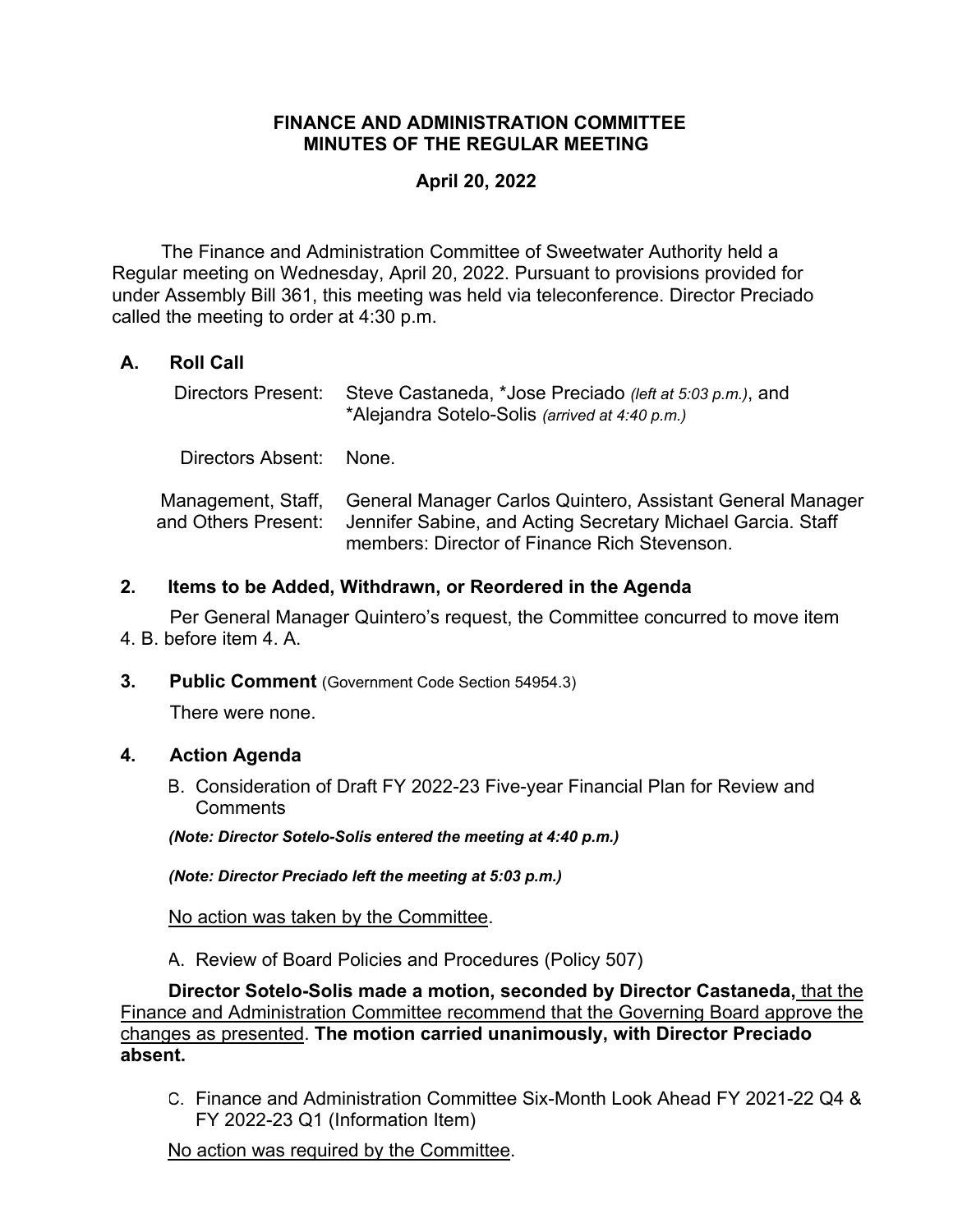**FINANCE AND ADMINISTRATION COMMITTEE**
**MINUTES OF THE REGULAR MEETING**

**April 20, 2022**

The Finance and Administration Committee of Sweetwater Authority held a Regular meeting on Wednesday, April 20, 2022. Pursuant to provisions provided for under Assembly Bill 361, this meeting was held via teleconference. Director Preciado called the meeting to order at 4:30 p.m.

## A. Roll Call

| | |
|---|---|
| Directors Present: | Steve Castaneda, *Jose Preciado *(left at 5:03 p.m.)*, and *Alejandra Sotelo-Solis *(arrived at 4:40 p.m.)* |
| Directors Absent: | None. |
| Management, Staff, and Others Present: | General Manager Carlos Quintero, Assistant General Manager Jennifer Sabine, and Acting Secretary Michael Garcia. Staff members: Director of Finance Rich Stevenson. |

## 2. Items to be Added, Withdrawn, or Reordered in the Agenda

Per General Manager Quintero's request, the Committee concurred to move item 4. B. before item 4. A.

## 3. Public Comment (Government Code Section 54954.3)

There were none.

## 4. Action Agenda

B. Consideration of Draft FY 2022-23 Five-year Financial Plan for Review and Comments

***(Note: Director Sotelo-Solis entered the meeting at 4:40 p.m.)***

***(Note: Director Preciado left the meeting at 5:03 p.m.)***

<u>No action was taken by the Committee</u>.

A. Review of Board Policies and Procedures (Policy 507)

**Director Sotelo-Solis made a motion, seconded by Director Castaneda,** <u>that the Finance and Administration Committee recommend that the Governing Board approve the changes as presented</u>. **The motion carried unanimously, with Director Preciado absent.**

C. Finance and Administration Committee Six-Month Look Ahead FY 2021-22 Q4 & FY 2022-23 Q1 (Information Item)

<u>No action was required by the Committee</u>.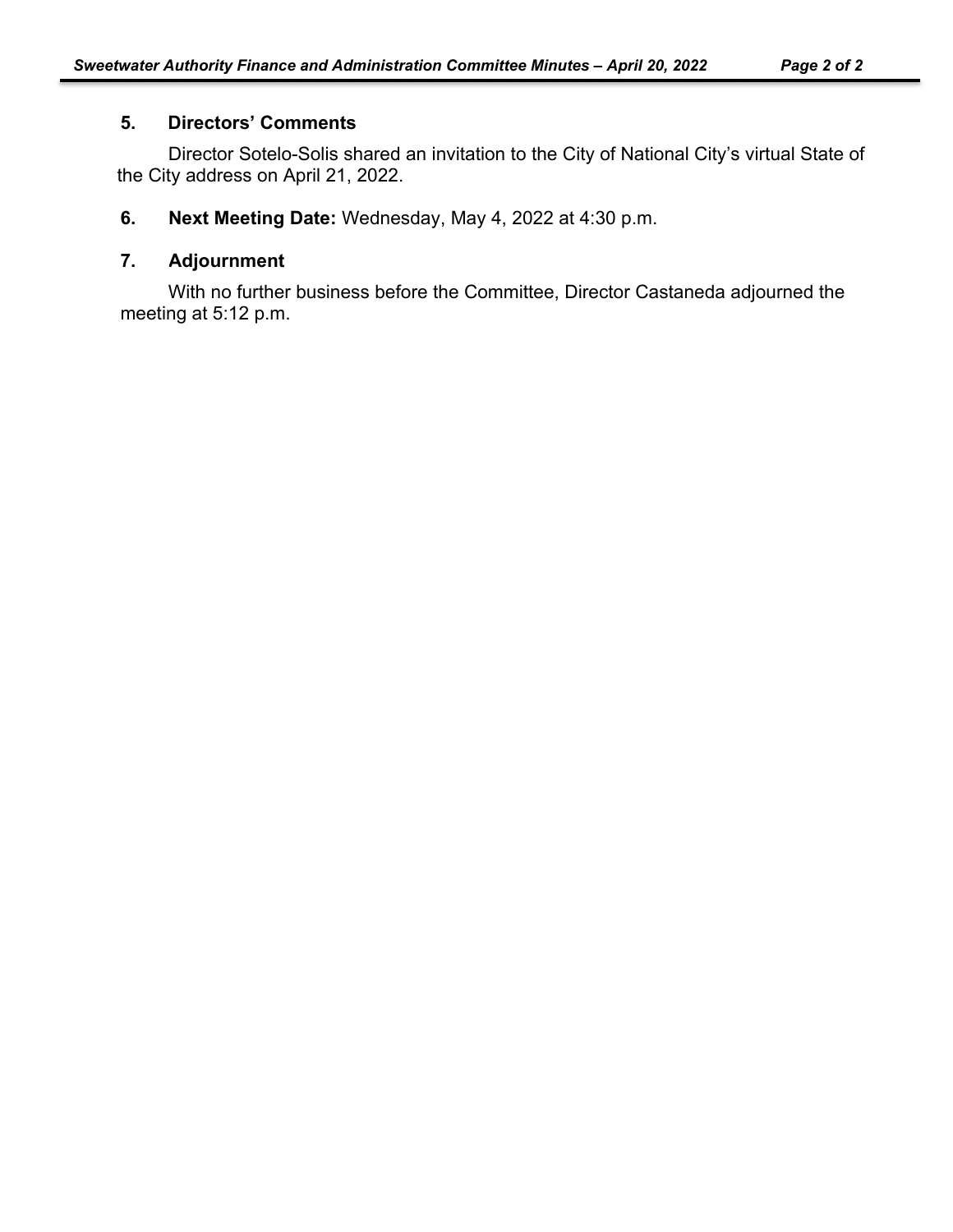## 5. Directors' Comments

Director Sotelo-Solis shared an invitation to the City of National City's virtual State of the City address on April 21, 2022.

## 6. Next Meeting Date: Wednesday, May 4, 2022 at 4:30 p.m.

## 7. Adjournment

With no further business before the Committee, Director Castaneda adjourned the meeting at 5:12 p.m.